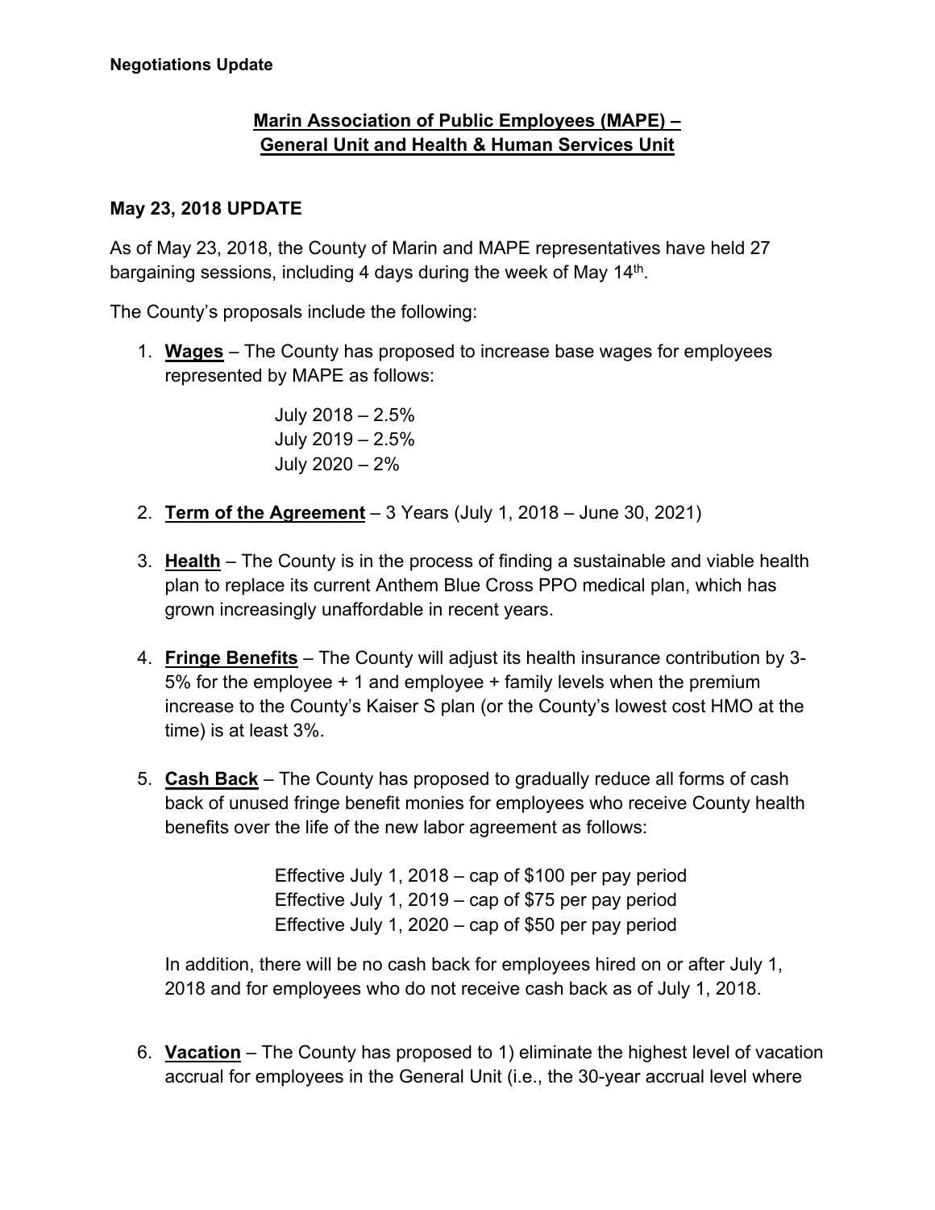**Negotiations Update**

## Marin Association of Public Employees (MAPE) – General Unit and Health & Human Services Unit

### May 23, 2018 UPDATE

As of May 23, 2018, the County of Marin and MAPE representatives have held 27 bargaining sessions, including 4 days during the week of May 14th.

The County's proposals include the following:

1. **Wages** – The County has proposed to increase base wages for employees represented by MAPE as follows:

   July 2018 – 2.5%
   July 2019 – 2.5%
   July 2020 – 2%

2. **Term of the Agreement** – 3 Years (July 1, 2018 – June 30, 2021)

3. **Health** – The County is in the process of finding a sustainable and viable health plan to replace its current Anthem Blue Cross PPO medical plan, which has grown increasingly unaffordable in recent years.

4. **Fringe Benefits** – The County will adjust its health insurance contribution by 3-5% for the employee + 1 and employee + family levels when the premium increase to the County's Kaiser S plan (or the County's lowest cost HMO at the time) is at least 3%.

5. **Cash Back** – The County has proposed to gradually reduce all forms of cash back of unused fringe benefit monies for employees who receive County health benefits over the life of the new labor agreement as follows:

   Effective July 1, 2018 – cap of $100 per pay period
   Effective July 1, 2019 – cap of $75 per pay period
   Effective July 1, 2020 – cap of $50 per pay period

   In addition, there will be no cash back for employees hired on or after July 1, 2018 and for employees who do not receive cash back as of July 1, 2018.

6. **Vacation** – The County has proposed to 1) eliminate the highest level of vacation accrual for employees in the General Unit (i.e., the 30-year accrual level where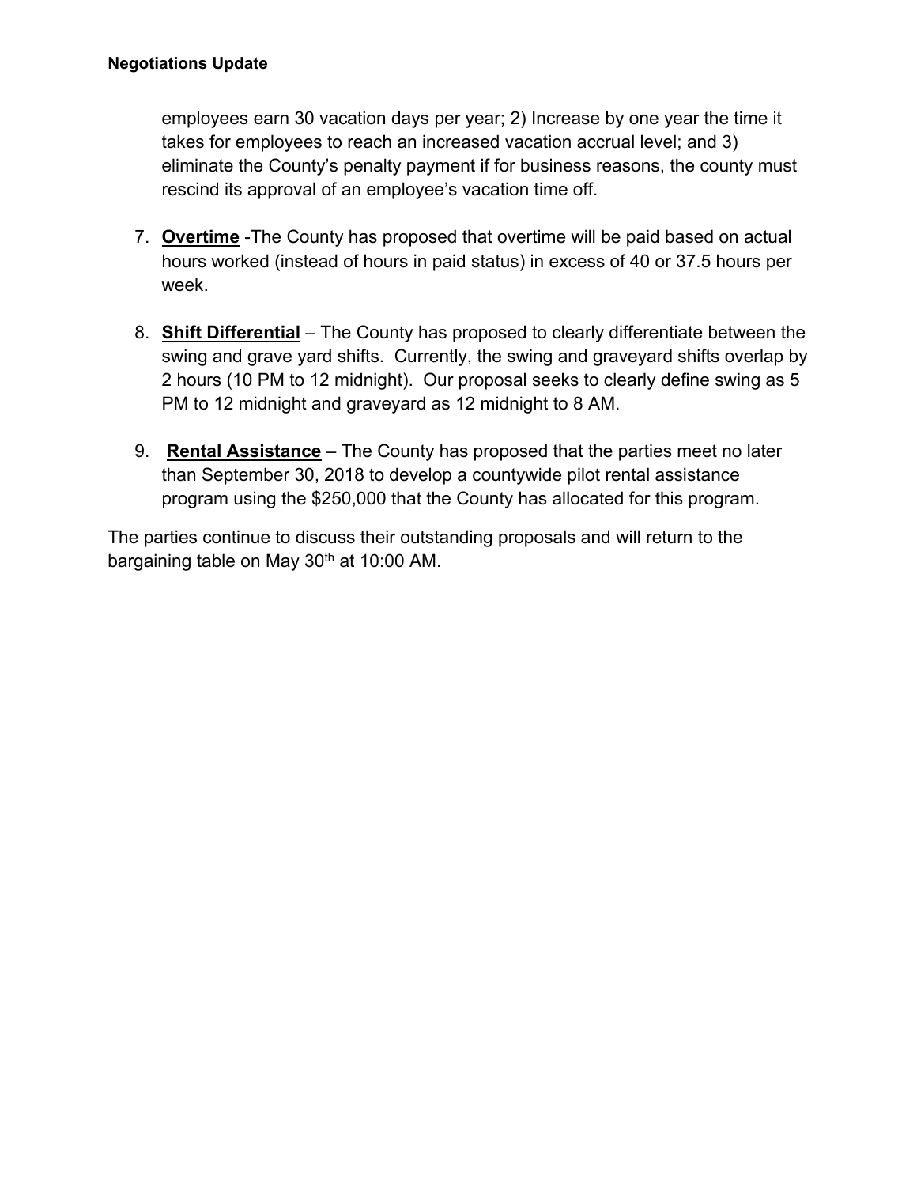employees earn 30 vacation days per year; 2) Increase by one year the time it takes for employees to reach an increased vacation accrual level; and 3) eliminate the County's penalty payment if for business reasons, the county must rescind its approval of an employee's vacation time off.

7. **Overtime** -The County has proposed that overtime will be paid based on actual hours worked (instead of hours in paid status) in excess of 40 or 37.5 hours per week.

8. **Shift Differential** – The County has proposed to clearly differentiate between the swing and grave yard shifts. Currently, the swing and graveyard shifts overlap by 2 hours (10 PM to 12 midnight). Our proposal seeks to clearly define swing as 5 PM to 12 midnight and graveyard as 12 midnight to 8 AM.

9. **Rental Assistance** – The County has proposed that the parties meet no later than September 30, 2018 to develop a countywide pilot rental assistance program using the $250,000 that the County has allocated for this program.

The parties continue to discuss their outstanding proposals and will return to the bargaining table on May 30th at 10:00 AM.